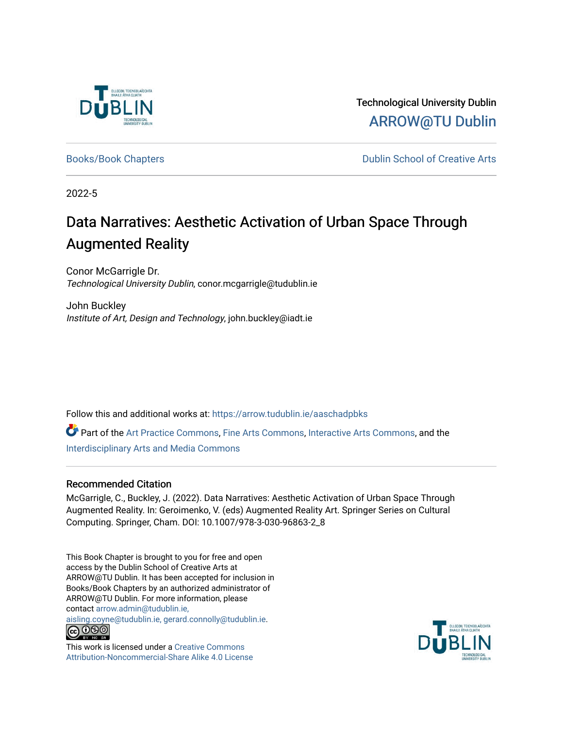Technological University Dublin

ARROW@TU Dublin

Books/Book Chapters

Dublin School of Creative Arts

2022-5

# Data Narratives: Aesthetic Activation of Urban Space Through Augmented Reality

Conor McGarrigle Dr.
*Technological University Dublin*, conor.mcgarrigle@tudublin.ie

John Buckley
*Institute of Art, Design and Technology*, john.buckley@iadt.ie

Follow this and additional works at: https://arrow.tudublin.ie/aaschadpbks

Part of the Art Practice Commons, Fine Arts Commons, Interactive Arts Commons, and the Interdisciplinary Arts and Media Commons

## Recommended Citation

McGarrigle, C., Buckley, J. (2022). Data Narratives: Aesthetic Activation of Urban Space Through Augmented Reality. In: Geroimenko, V. (eds) Augmented Reality Art. Springer Series on Cultural Computing. Springer, Cham. DOI: 10.1007/978-3-030-96863-2_8

This Book Chapter is brought to you for free and open access by the Dublin School of Creative Arts at ARROW@TU Dublin. It has been accepted for inclusion in Books/Book Chapters by an authorized administrator of ARROW@TU Dublin. For more information, please contact arrow.admin@tudublin.ie, aisling.coyne@tudublin.ie, gerard.connolly@tudublin.ie.

This work is licensed under a Creative Commons Attribution-Noncommercial-Share Alike 4.0 License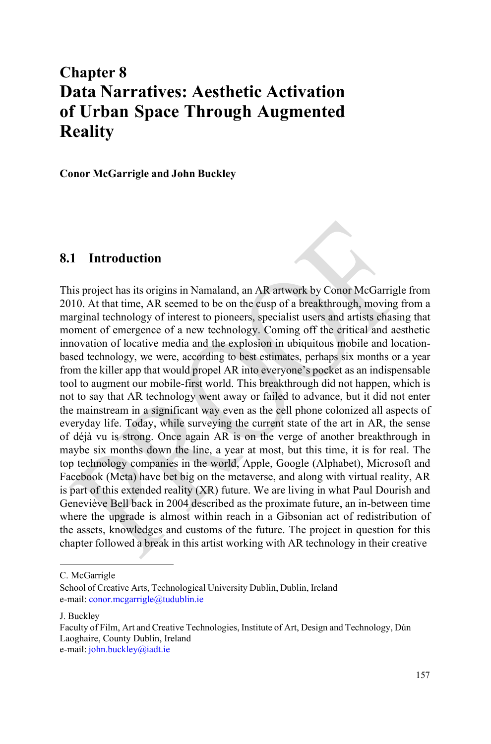# Chapter 8
# Data Narratives: Aesthetic Activation of Urban Space Through Augmented Reality

**Conor McGarrigle and John Buckley**

## 8.1 Introduction

This project has its origins in Namaland, an AR artwork by Conor McGarrigle from 2010. At that time, AR seemed to be on the cusp of a breakthrough, moving from a marginal technology of interest to pioneers, specialist users and artists chasing that moment of emergence of a new technology. Coming off the critical and aesthetic innovation of locative media and the explosion in ubiquitous mobile and location-based technology, we were, according to best estimates, perhaps six months or a year from the killer app that would propel AR into everyone's pocket as an indispensable tool to augment our mobile-first world. This breakthrough did not happen, which is not to say that AR technology went away or failed to advance, but it did not enter the mainstream in a significant way even as the cell phone colonized all aspects of everyday life. Today, while surveying the current state of the art in AR, the sense of déjà vu is strong. Once again AR is on the verge of another breakthrough in maybe six months down the line, a year at most, but this time, it is for real. The top technology companies in the world, Apple, Google (Alphabet), Microsoft and Facebook (Meta) have bet big on the metaverse, and along with virtual reality, AR is part of this extended reality (XR) future. We are living in what Paul Dourish and Geneviève Bell back in 2004 described as the proximate future, an in-between time where the upgrade is almost within reach in a Gibsonian act of redistribution of the assets, knowledges and customs of the future. The project in question for this chapter followed a break in this artist working with AR technology in their creative

---

C. McGarrigle
School of Creative Arts, Technological University Dublin, Dublin, Ireland
e-mail: conor.mcgarrigle@tudublin.ie

J. Buckley
Faculty of Film, Art and Creative Technologies, Institute of Art, Design and Technology, Dún Laoghaire, County Dublin, Ireland
e-mail: john.buckley@iadt.ie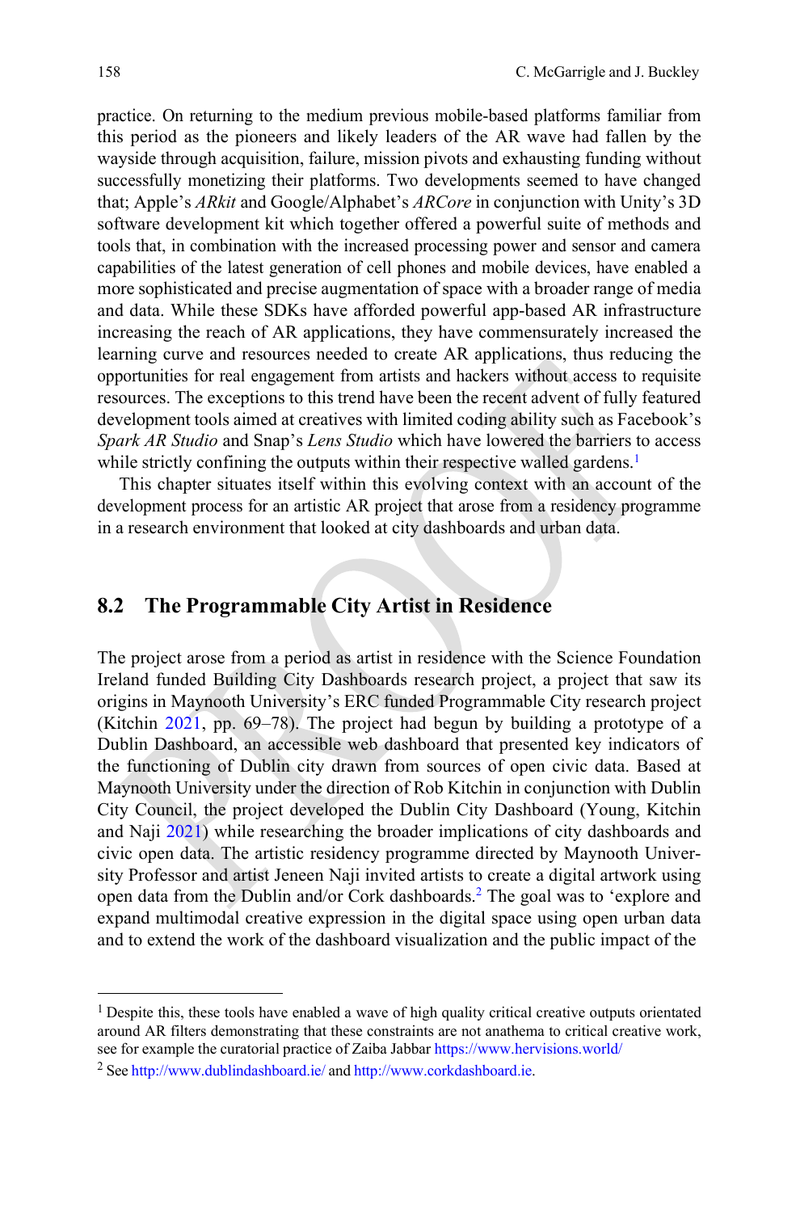practice. On returning to the medium previous mobile-based platforms familiar from this period as the pioneers and likely leaders of the AR wave had fallen by the wayside through acquisition, failure, mission pivots and exhausting funding without successfully monetizing their platforms. Two developments seemed to have changed that; Apple's *ARkit* and Google/Alphabet's *ARCore* in conjunction with Unity's 3D software development kit which together offered a powerful suite of methods and tools that, in combination with the increased processing power and sensor and camera capabilities of the latest generation of cell phones and mobile devices, have enabled a more sophisticated and precise augmentation of space with a broader range of media and data. While these SDKs have afforded powerful app-based AR infrastructure increasing the reach of AR applications, they have commensurately increased the learning curve and resources needed to create AR applications, thus reducing the opportunities for real engagement from artists and hackers without access to requisite resources. The exceptions to this trend have been the recent advent of fully featured development tools aimed at creatives with limited coding ability such as Facebook's *Spark AR Studio* and Snap's *Lens Studio* which have lowered the barriers to access while strictly confining the outputs within their respective walled gardens.[1]

This chapter situates itself within this evolving context with an account of the development process for an artistic AR project that arose from a residency programme in a research environment that looked at city dashboards and urban data.

## 8.2 The Programmable City Artist in Residence

The project arose from a period as artist in residence with the Science Foundation Ireland funded Building City Dashboards research project, a project that saw its origins in Maynooth University's ERC funded Programmable City research project (Kitchin 2021, pp. 69–78). The project had begun by building a prototype of a Dublin Dashboard, an accessible web dashboard that presented key indicators of the functioning of Dublin city drawn from sources of open civic data. Based at Maynooth University under the direction of Rob Kitchin in conjunction with Dublin City Council, the project developed the Dublin City Dashboard (Young, Kitchin and Naji 2021) while researching the broader implications of city dashboards and civic open data. The artistic residency programme directed by Maynooth University Professor and artist Jeneen Naji invited artists to create a digital artwork using open data from the Dublin and/or Cork dashboards.[2] The goal was to 'explore and expand multimodal creative expression in the digital space using open urban data and to extend the work of the dashboard visualization and the public impact of the

---

[1] Despite this, these tools have enabled a wave of high quality critical creative outputs orientated around AR filters demonstrating that these constraints are not anathema to critical creative work, see for example the curatorial practice of Zaiba Jabbar https://www.hervisions.world/

[2] See http://www.dublindashboard.ie/ and http://www.corkdashboard.ie.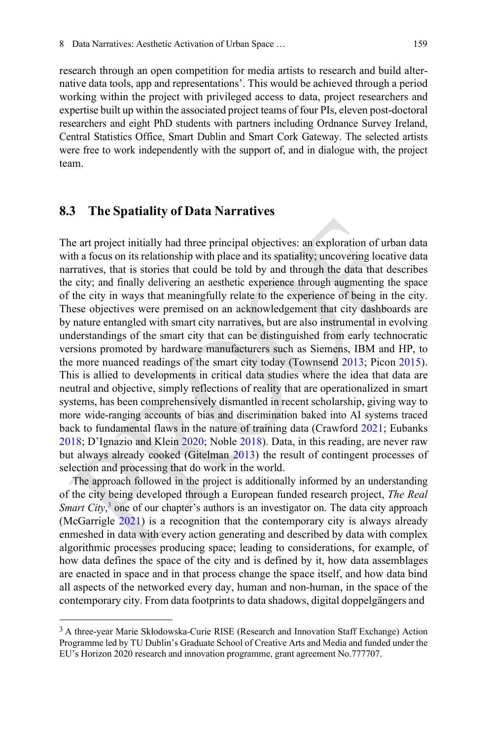research through an open competition for media artists to research and build alternative data tools, app and representations'. This would be achieved through a period working within the project with privileged access to data, project researchers and expertise built up within the associated project teams of four PIs, eleven post-doctoral researchers and eight PhD students with partners including Ordnance Survey Ireland, Central Statistics Office, Smart Dublin and Smart Cork Gateway. The selected artists were free to work independently with the support of, and in dialogue with, the project team.

## 8.3 The Spatiality of Data Narratives

The art project initially had three principal objectives: an exploration of urban data with a focus on its relationship with place and its spatiality; uncovering locative data narratives, that is stories that could be told by and through the data that describes the city; and finally delivering an aesthetic experience through augmenting the space of the city in ways that meaningfully relate to the experience of being in the city. These objectives were premised on an acknowledgement that city dashboards are by nature entangled with smart city narratives, but are also instrumental in evolving understandings of the smart city that can be distinguished from early technocratic versions promoted by hardware manufacturers such as Siemens, IBM and HP, to the more nuanced readings of the smart city today (Townsend 2013; Picon 2015). This is allied to developments in critical data studies where the idea that data are neutral and objective, simply reflections of reality that are operationalized in smart systems, has been comprehensively dismantled in recent scholarship, giving way to more wide-ranging accounts of bias and discrimination baked into AI systems traced back to fundamental flaws in the nature of training data (Crawford 2021; Eubanks 2018; D'Ignazio and Klein 2020; Noble 2018). Data, in this reading, are never raw but always already cooked (Gitelman 2013) the result of contingent processes of selection and processing that do work in the world.

The approach followed in the project is additionally informed by an understanding of the city being developed through a European funded research project, *The Real Smart City*,[3] one of our chapter's authors is an investigator on. The data city approach (McGarrigle 2021) is a recognition that the contemporary city is always already enmeshed in data with every action generating and described by data with complex algorithmic processes producing space; leading to considerations, for example, of how data defines the space of the city and is defined by it, how data assemblages are enacted in space and in that process change the space itself, and how data bind all aspects of the networked every day, human and non-human, in the space of the contemporary city. From data footprints to data shadows, digital doppelgängers and

[3] A three-year Marie Skłodowska-Curie RISE (Research and Innovation Staff Exchange) Action Programme led by TU Dublin's Graduate School of Creative Arts and Media and funded under the EU's Horizon 2020 research and innovation programme, grant agreement No.777707.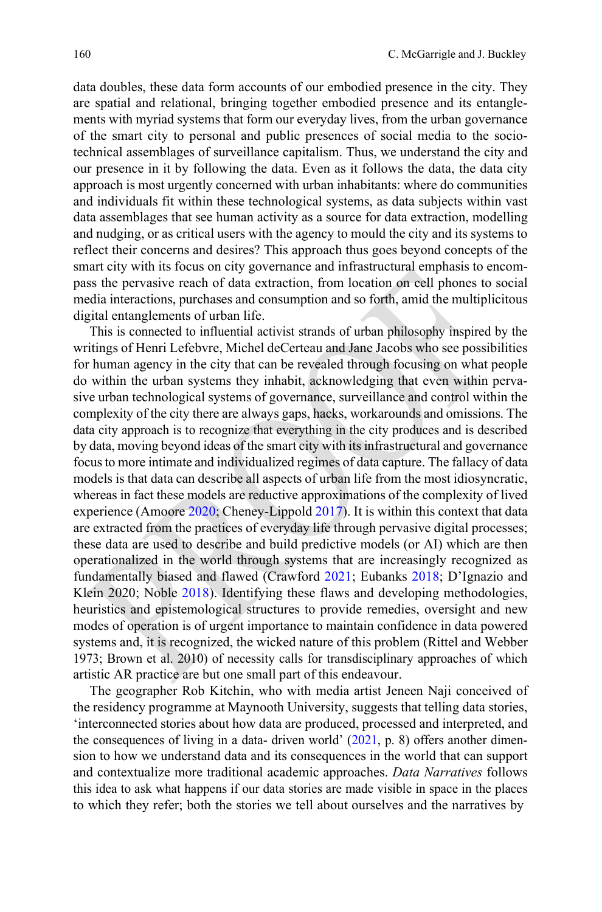data doubles, these data form accounts of our embodied presence in the city. They are spatial and relational, bringing together embodied presence and its entanglements with myriad systems that form our everyday lives, from the urban governance of the smart city to personal and public presences of social media to the sociotechnical assemblages of surveillance capitalism. Thus, we understand the city and our presence in it by following the data. Even as it follows the data, the data city approach is most urgently concerned with urban inhabitants: where do communities and individuals fit within these technological systems, as data subjects within vast data assemblages that see human activity as a source for data extraction, modelling and nudging, or as critical users with the agency to mould the city and its systems to reflect their concerns and desires? This approach thus goes beyond concepts of the smart city with its focus on city governance and infrastructural emphasis to encompass the pervasive reach of data extraction, from location on cell phones to social media interactions, purchases and consumption and so forth, amid the multiplicitous digital entanglements of urban life.

This is connected to influential activist strands of urban philosophy inspired by the writings of Henri Lefebvre, Michel deCerteau and Jane Jacobs who see possibilities for human agency in the city that can be revealed through focusing on what people do within the urban systems they inhabit, acknowledging that even within pervasive urban technological systems of governance, surveillance and control within the complexity of the city there are always gaps, hacks, workarounds and omissions. The data city approach is to recognize that everything in the city produces and is described by data, moving beyond ideas of the smart city with its infrastructural and governance focus to more intimate and individualized regimes of data capture. The fallacy of data models is that data can describe all aspects of urban life from the most idiosyncratic, whereas in fact these models are reductive approximations of the complexity of lived experience (Amoore 2020; Cheney-Lippold 2017). It is within this context that data are extracted from the practices of everyday life through pervasive digital processes; these data are used to describe and build predictive models (or AI) which are then operationalized in the world through systems that are increasingly recognized as fundamentally biased and flawed (Crawford 2021; Eubanks 2018; D'Ignazio and Klein 2020; Noble 2018). Identifying these flaws and developing methodologies, heuristics and epistemological structures to provide remedies, oversight and new modes of operation is of urgent importance to maintain confidence in data powered systems and, it is recognized, the wicked nature of this problem (Rittel and Webber 1973; Brown et al. 2010) of necessity calls for transdisciplinary approaches of which artistic AR practice are but one small part of this endeavour.

The geographer Rob Kitchin, who with media artist Jeneen Naji conceived of the residency programme at Maynooth University, suggests that telling data stories, 'interconnected stories about how data are produced, processed and interpreted, and the consequences of living in a data- driven world' (2021, p. 8) offers another dimension to how we understand data and its consequences in the world that can support and contextualize more traditional academic approaches. *Data Narratives* follows this idea to ask what happens if our data stories are made visible in space in the places to which they refer; both the stories we tell about ourselves and the narratives by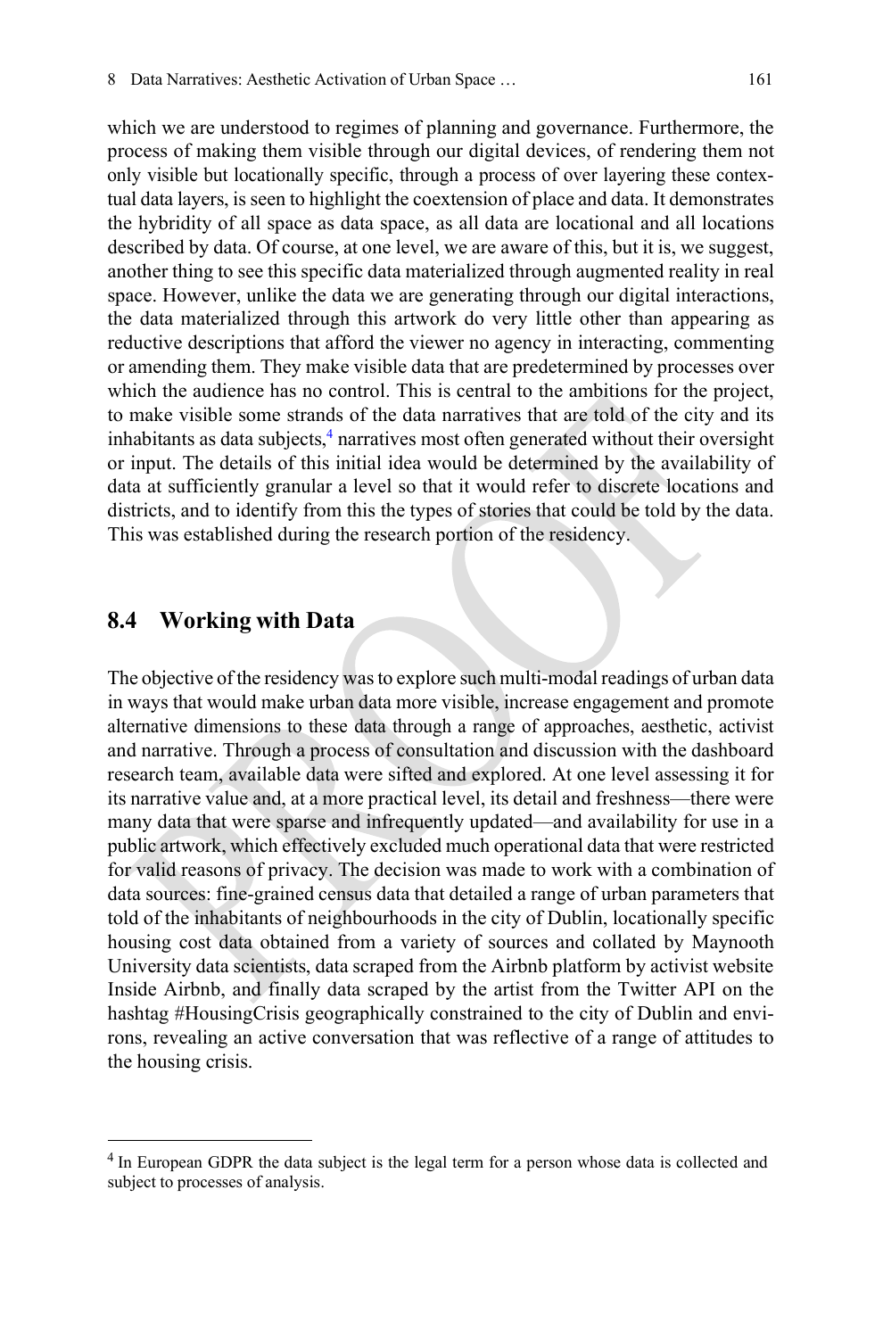which we are understood to regimes of planning and governance. Furthermore, the process of making them visible through our digital devices, of rendering them not only visible but locationally specific, through a process of over layering these contextual data layers, is seen to highlight the coextension of place and data. It demonstrates the hybridity of all space as data space, as all data are locational and all locations described by data. Of course, at one level, we are aware of this, but it is, we suggest, another thing to see this specific data materialized through augmented reality in real space. However, unlike the data we are generating through our digital interactions, the data materialized through this artwork do very little other than appearing as reductive descriptions that afford the viewer no agency in interacting, commenting or amending them. They make visible data that are predetermined by processes over which the audience has no control. This is central to the ambitions for the project, to make visible some strands of the data narratives that are told of the city and its inhabitants as data subjects,[4] narratives most often generated without their oversight or input. The details of this initial idea would be determined by the availability of data at sufficiently granular a level so that it would refer to discrete locations and districts, and to identify from this the types of stories that could be told by the data. This was established during the research portion of the residency.

## 8.4 Working with Data

The objective of the residency was to explore such multi-modal readings of urban data in ways that would make urban data more visible, increase engagement and promote alternative dimensions to these data through a range of approaches, aesthetic, activist and narrative. Through a process of consultation and discussion with the dashboard research team, available data were sifted and explored. At one level assessing it for its narrative value and, at a more practical level, its detail and freshness—there were many data that were sparse and infrequently updated—and availability for use in a public artwork, which effectively excluded much operational data that were restricted for valid reasons of privacy. The decision was made to work with a combination of data sources: fine-grained census data that detailed a range of urban parameters that told of the inhabitants of neighbourhoods in the city of Dublin, locationally specific housing cost data obtained from a variety of sources and collated by Maynooth University data scientists, data scraped from the Airbnb platform by activist website Inside Airbnb, and finally data scraped by the artist from the Twitter API on the hashtag #HousingCrisis geographically constrained to the city of Dublin and environs, revealing an active conversation that was reflective of a range of attitudes to the housing crisis.

---

[4] In European GDPR the data subject is the legal term for a person whose data is collected and subject to processes of analysis.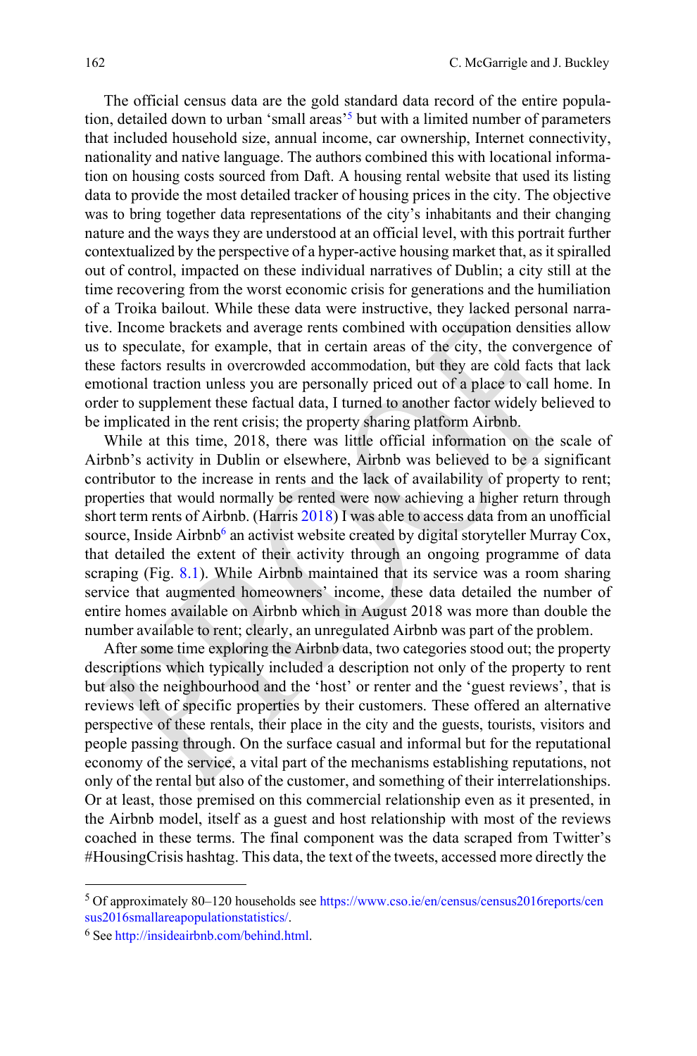The official census data are the gold standard data record of the entire population, detailed down to urban 'small areas'[5] but with a limited number of parameters that included household size, annual income, car ownership, Internet connectivity, nationality and native language. The authors combined this with locational information on housing costs sourced from Daft. A housing rental website that used its listing data to provide the most detailed tracker of housing prices in the city. The objective was to bring together data representations of the city's inhabitants and their changing nature and the ways they are understood at an official level, with this portrait further contextualized by the perspective of a hyper-active housing market that, as it spiralled out of control, impacted on these individual narratives of Dublin; a city still at the time recovering from the worst economic crisis for generations and the humiliation of a Troika bailout. While these data were instructive, they lacked personal narrative. Income brackets and average rents combined with occupation densities allow us to speculate, for example, that in certain areas of the city, the convergence of these factors results in overcrowded accommodation, but they are cold facts that lack emotional traction unless you are personally priced out of a place to call home. In order to supplement these factual data, I turned to another factor widely believed to be implicated in the rent crisis; the property sharing platform Airbnb.

While at this time, 2018, there was little official information on the scale of Airbnb's activity in Dublin or elsewhere, Airbnb was believed to be a significant contributor to the increase in rents and the lack of availability of property to rent; properties that would normally be rented were now achieving a higher return through short term rents of Airbnb. (Harris 2018) I was able to access data from an unofficial source, Inside Airbnb[6] an activist website created by digital storyteller Murray Cox, that detailed the extent of their activity through an ongoing programme of data scraping (Fig. 8.1). While Airbnb maintained that its service was a room sharing service that augmented homeowners' income, these data detailed the number of entire homes available on Airbnb which in August 2018 was more than double the number available to rent; clearly, an unregulated Airbnb was part of the problem.

After some time exploring the Airbnb data, two categories stood out; the property descriptions which typically included a description not only of the property to rent but also the neighbourhood and the 'host' or renter and the 'guest reviews', that is reviews left of specific properties by their customers. These offered an alternative perspective of these rentals, their place in the city and the guests, tourists, visitors and people passing through. On the surface casual and informal but for the reputational economy of the service, a vital part of the mechanisms establishing reputations, not only of the rental but also of the customer, and something of their interrelationships. Or at least, those premised on this commercial relationship even as it presented, in the Airbnb model, itself as a guest and host relationship with most of the reviews coached in these terms. The final component was the data scraped from Twitter's #HousingCrisis hashtag. This data, the text of the tweets, accessed more directly the

---

[5] Of approximately 80–120 households see https://www.cso.ie/en/census/census2016reports/census2016smallareapopulationstatistics/.

[6] See http://insideairbnb.com/behind.html.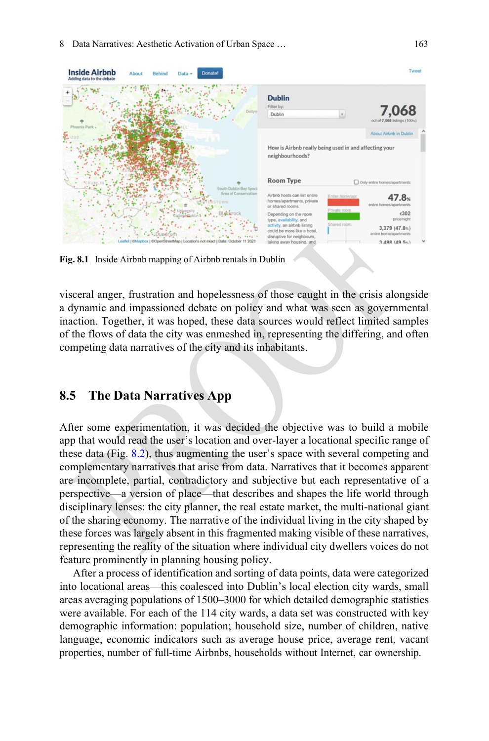Fig. 8.1 Inside Airbnb mapping of Airbnb rentals in Dublin

visceral anger, frustration and hopelessness of those caught in the crisis alongside a dynamic and impassioned debate on policy and what was seen as governmental inaction. Together, it was hoped, these data sources would reflect limited samples of the flows of data the city was enmeshed in, representing the differing, and often competing data narratives of the city and its inhabitants.

## 8.5 The Data Narratives App

After some experimentation, it was decided the objective was to build a mobile app that would read the user's location and over-layer a locational specific range of these data (Fig. 8.2), thus augmenting the user's space with several competing and complementary narratives that arise from data. Narratives that it becomes apparent are incomplete, partial, contradictory and subjective but each representative of a perspective—a version of place—that describes and shapes the life world through disciplinary lenses: the city planner, the real estate market, the multi-national giant of the sharing economy. The narrative of the individual living in the city shaped by these forces was largely absent in this fragmented making visible of these narratives, representing the reality of the situation where individual city dwellers voices do not feature prominently in planning housing policy.

After a process of identification and sorting of data points, data were categorized into locational areas—this coalesced into Dublin's local election city wards, small areas averaging populations of 1500–3000 for which detailed demographic statistics were available. For each of the 114 city wards, a data set was constructed with key demographic information: population; household size, number of children, native language, economic indicators such as average house price, average rent, vacant properties, number of full-time Airbnbs, households without Internet, car ownership.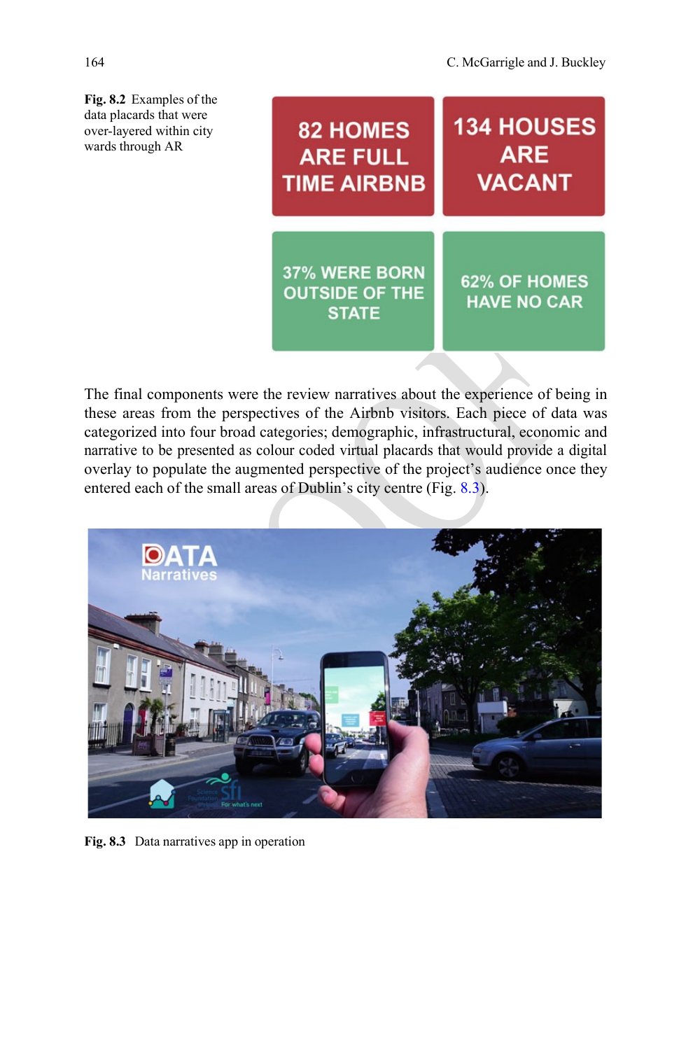**Fig. 8.2** Examples of the data placards that were over-layered within city wards through AR

The final components were the review narratives about the experience of being in these areas from the perspectives of the Airbnb visitors. Each piece of data was categorized into four broad categories; demographic, infrastructural, economic and narrative to be presented as colour coded virtual placards that would provide a digital overlay to populate the augmented perspective of the project's audience once they entered each of the small areas of Dublin's city centre (Fig. 8.3).

**Fig. 8.3** Data narratives app in operation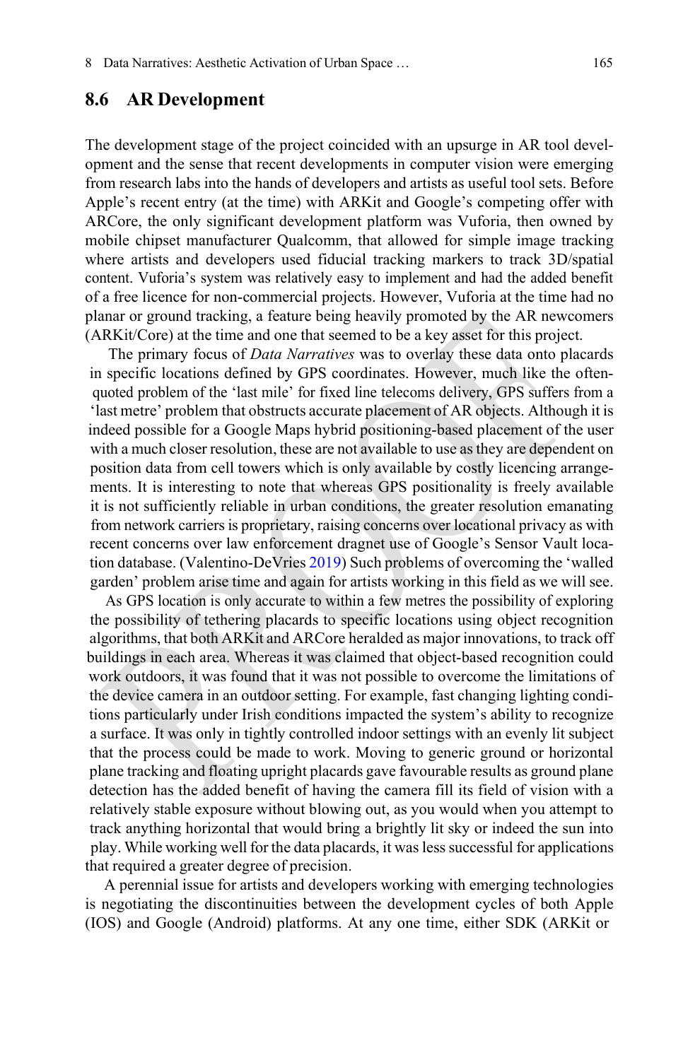## 8.6 AR Development

The development stage of the project coincided with an upsurge in AR tool development and the sense that recent developments in computer vision were emerging from research labs into the hands of developers and artists as useful tool sets. Before Apple's recent entry (at the time) with ARKit and Google's competing offer with ARCore, the only significant development platform was Vuforia, then owned by mobile chipset manufacturer Qualcomm, that allowed for simple image tracking where artists and developers used fiducial tracking markers to track 3D/spatial content. Vuforia's system was relatively easy to implement and had the added benefit of a free licence for non-commercial projects. However, Vuforia at the time had no planar or ground tracking, a feature being heavily promoted by the AR newcomers (ARKit/Core) at the time and one that seemed to be a key asset for this project.

The primary focus of *Data Narratives* was to overlay these data onto placards in specific locations defined by GPS coordinates. However, much like the often-quoted problem of the 'last mile' for fixed line telecoms delivery, GPS suffers from a 'last metre' problem that obstructs accurate placement of AR objects. Although it is indeed possible for a Google Maps hybrid positioning-based placement of the user with a much closer resolution, these are not available to use as they are dependent on position data from cell towers which is only available by costly licencing arrangements. It is interesting to note that whereas GPS positionality is freely available it is not sufficiently reliable in urban conditions, the greater resolution emanating from network carriers is proprietary, raising concerns over locational privacy as with recent concerns over law enforcement dragnet use of Google's Sensor Vault location database. (Valentino-DeVries 2019) Such problems of overcoming the 'walled garden' problem arise time and again for artists working in this field as we will see.

As GPS location is only accurate to within a few metres the possibility of exploring the possibility of tethering placards to specific locations using object recognition algorithms, that both ARKit and ARCore heralded as major innovations, to track off buildings in each area. Whereas it was claimed that object-based recognition could work outdoors, it was found that it was not possible to overcome the limitations of the device camera in an outdoor setting. For example, fast changing lighting conditions particularly under Irish conditions impacted the system's ability to recognize a surface. It was only in tightly controlled indoor settings with an evenly lit subject that the process could be made to work. Moving to generic ground or horizontal plane tracking and floating upright placards gave favourable results as ground plane detection has the added benefit of having the camera fill its field of vision with a relatively stable exposure without blowing out, as you would when you attempt to track anything horizontal that would bring a brightly lit sky or indeed the sun into play. While working well for the data placards, it was less successful for applications that required a greater degree of precision.

A perennial issue for artists and developers working with emerging technologies is negotiating the discontinuities between the development cycles of both Apple (IOS) and Google (Android) platforms. At any one time, either SDK (ARKit or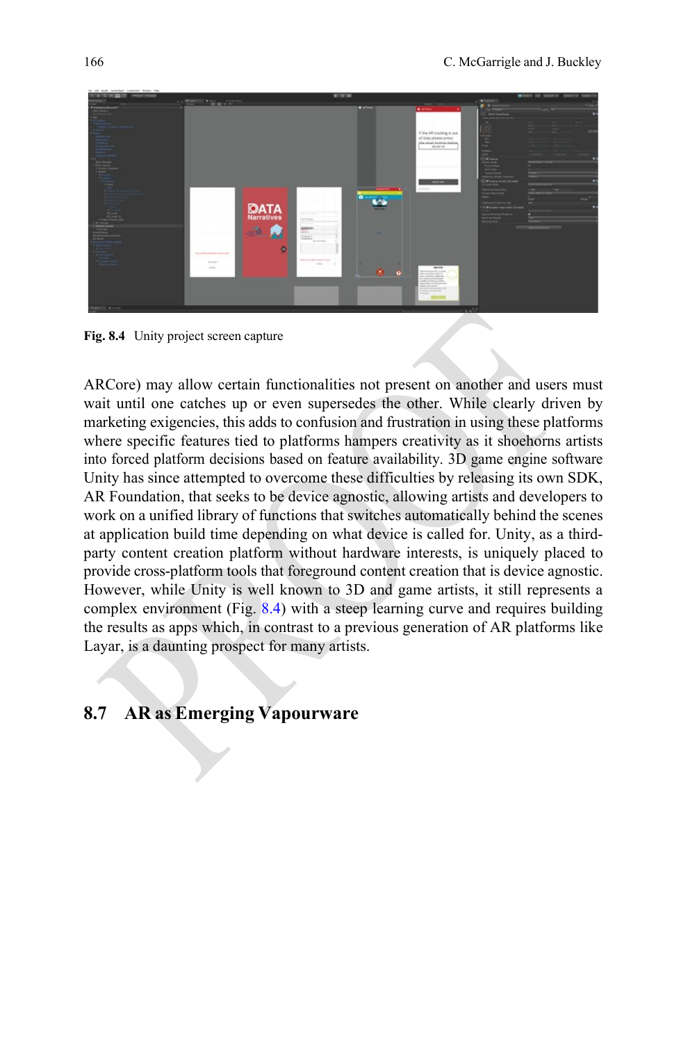Fig. 8.4 Unity project screen capture

ARCore) may allow certain functionalities not present on another and users must wait until one catches up or even supersedes the other. While clearly driven by marketing exigencies, this adds to confusion and frustration in using these platforms where specific features tied to platforms hampers creativity as it shoehorns artists into forced platform decisions based on feature availability. 3D game engine software Unity has since attempted to overcome these difficulties by releasing its own SDK, AR Foundation, that seeks to be device agnostic, allowing artists and developers to work on a unified library of functions that switches automatically behind the scenes at application build time depending on what device is called for. Unity, as a third-party content creation platform without hardware interests, is uniquely placed to provide cross-platform tools that foreground content creation that is device agnostic. However, while Unity is well known to 3D and game artists, it still represents a complex environment (Fig. 8.4) with a steep learning curve and requires building the results as apps which, in contrast to a previous generation of AR platforms like Layar, is a daunting prospect for many artists.

## 8.7 AR as Emerging Vapourware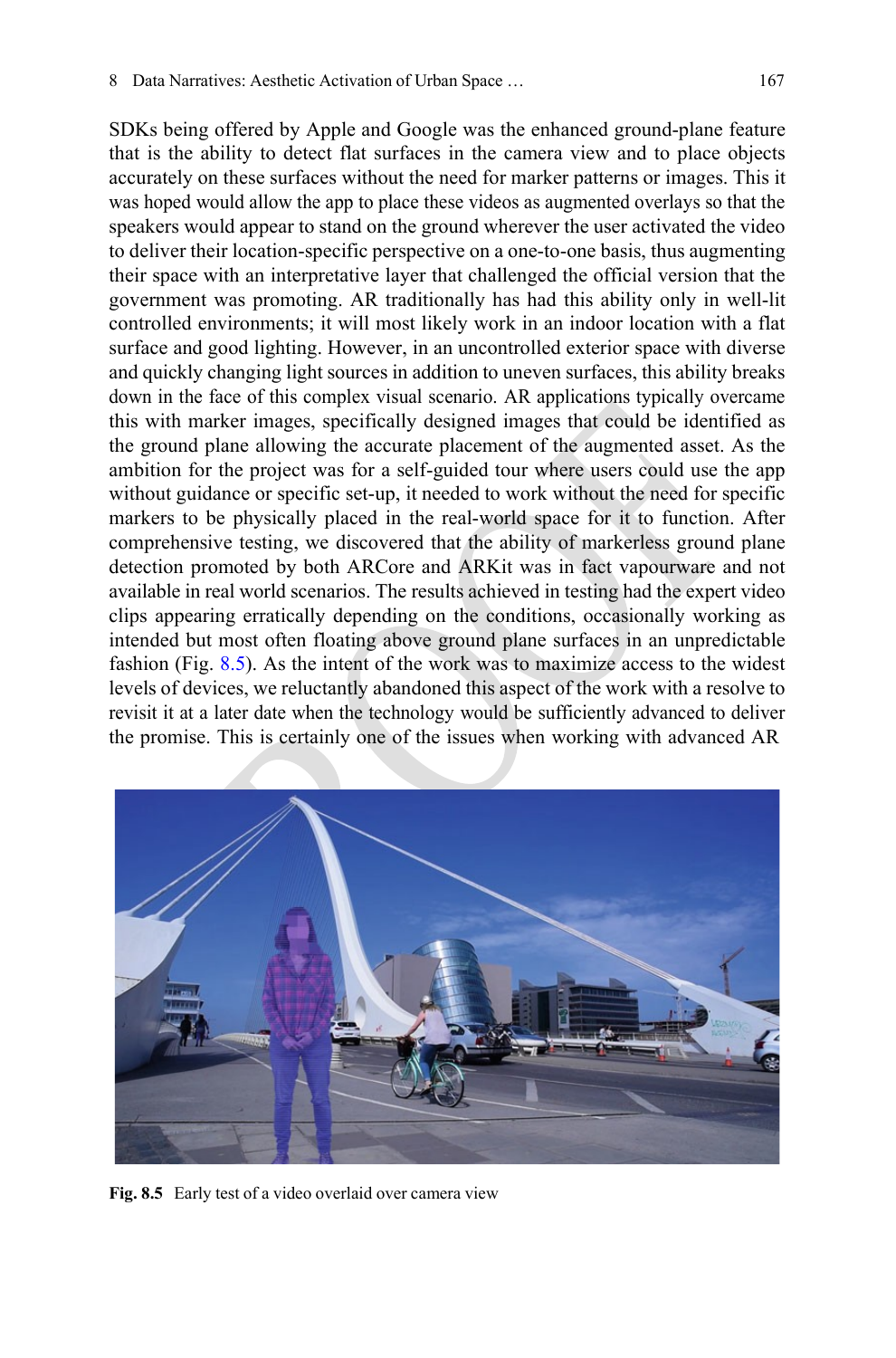SDKs being offered by Apple and Google was the enhanced ground-plane feature that is the ability to detect flat surfaces in the camera view and to place objects accurately on these surfaces without the need for marker patterns or images. This it was hoped would allow the app to place these videos as augmented overlays so that the speakers would appear to stand on the ground wherever the user activated the video to deliver their location-specific perspective on a one-to-one basis, thus augmenting their space with an interpretative layer that challenged the official version that the government was promoting. AR traditionally has had this ability only in well-lit controlled environments; it will most likely work in an indoor location with a flat surface and good lighting. However, in an uncontrolled exterior space with diverse and quickly changing light sources in addition to uneven surfaces, this ability breaks down in the face of this complex visual scenario. AR applications typically overcame this with marker images, specifically designed images that could be identified as the ground plane allowing the accurate placement of the augmented asset. As the ambition for the project was for a self-guided tour where users could use the app without guidance or specific set-up, it needed to work without the need for specific markers to be physically placed in the real-world space for it to function. After comprehensive testing, we discovered that the ability of markerless ground plane detection promoted by both ARCore and ARKit was in fact vapourware and not available in real world scenarios. The results achieved in testing had the expert video clips appearing erratically depending on the conditions, occasionally working as intended but most often floating above ground plane surfaces in an unpredictable fashion (Fig. 8.5). As the intent of the work was to maximize access to the widest levels of devices, we reluctantly abandoned this aspect of the work with a resolve to revisit it at a later date when the technology would be sufficiently advanced to deliver the promise. This is certainly one of the issues when working with advanced AR

**Fig. 8.5** Early test of a video overlaid over camera view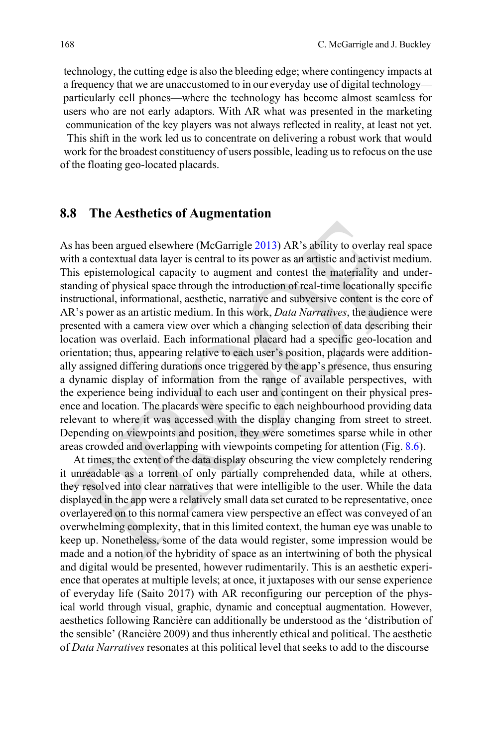technology, the cutting edge is also the bleeding edge; where contingency impacts at a frequency that we are unaccustomed to in our everyday use of digital technology—particularly cell phones—where the technology has become almost seamless for users who are not early adaptors. With AR what was presented in the marketing communication of the key players was not always reflected in reality, at least not yet. This shift in the work led us to concentrate on delivering a robust work that would work for the broadest constituency of users possible, leading us to refocus on the use of the floating geo-located placards.

## 8.8 The Aesthetics of Augmentation

As has been argued elsewhere (McGarrigle 2013) AR's ability to overlay real space with a contextual data layer is central to its power as an artistic and activist medium. This epistemological capacity to augment and contest the materiality and understanding of physical space through the introduction of real-time locationally specific instructional, informational, aesthetic, narrative and subversive content is the core of AR's power as an artistic medium. In this work, *Data Narratives*, the audience were presented with a camera view over which a changing selection of data describing their location was overlaid. Each informational placard had a specific geo-location and orientation; thus, appearing relative to each user's position, placards were additionally assigned differing durations once triggered by the app's presence, thus ensuring a dynamic display of information from the range of available perspectives, with the experience being individual to each user and contingent on their physical presence and location. The placards were specific to each neighbourhood providing data relevant to where it was accessed with the display changing from street to street. Depending on viewpoints and position, they were sometimes sparse while in other areas crowded and overlapping with viewpoints competing for attention (Fig. 8.6).

At times, the extent of the data display obscuring the view completely rendering it unreadable as a torrent of only partially comprehended data, while at others, they resolved into clear narratives that were intelligible to the user. While the data displayed in the app were a relatively small data set curated to be representative, once overlayered on to this normal camera view perspective an effect was conveyed of an overwhelming complexity, that in this limited context, the human eye was unable to keep up. Nonetheless, some of the data would register, some impression would be made and a notion of the hybridity of space as an intertwining of both the physical and digital would be presented, however rudimentarily. This is an aesthetic experience that operates at multiple levels; at once, it juxtaposes with our sense experience of everyday life (Saito 2017) with AR reconfiguring our perception of the physical world through visual, graphic, dynamic and conceptual augmentation. However, aesthetics following Rancière can additionally be understood as the 'distribution of the sensible' (Rancière 2009) and thus inherently ethical and political. The aesthetic of *Data Narratives* resonates at this political level that seeks to add to the discourse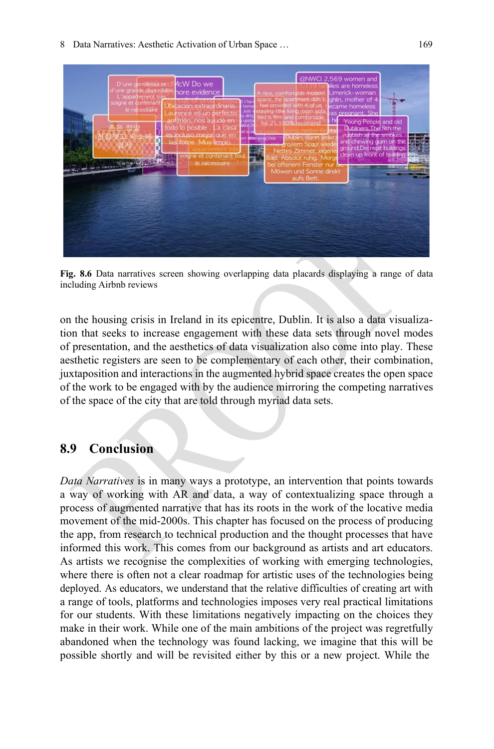**Fig. 8.6** Data narratives screen showing overlapping data placards displaying a range of data including Airbnb reviews

on the housing crisis in Ireland in its epicentre, Dublin. It is also a data visualization that seeks to increase engagement with these data sets through novel modes of presentation, and the aesthetics of data visualization also come into play. These aesthetic registers are seen to be complementary of each other, their combination, juxtaposition and interactions in the augmented hybrid space creates the open space of the work to be engaged with by the audience mirroring the competing narratives of the space of the city that are told through myriad data sets.

## 8.9 Conclusion

*Data Narratives* is in many ways a prototype, an intervention that points towards a way of working with AR and data, a way of contextualizing space through a process of augmented narrative that has its roots in the work of the locative media movement of the mid-2000s. This chapter has focused on the process of producing the app, from research to technical production and the thought processes that have informed this work. This comes from our background as artists and art educators. As artists we recognise the complexities of working with emerging technologies, where there is often not a clear roadmap for artistic uses of the technologies being deployed. As educators, we understand that the relative difficulties of creating art with a range of tools, platforms and technologies imposes very real practical limitations for our students. With these limitations negatively impacting on the choices they make in their work. While one of the main ambitions of the project was regretfully abandoned when the technology was found lacking, we imagine that this will be possible shortly and will be revisited either by this or a new project. While the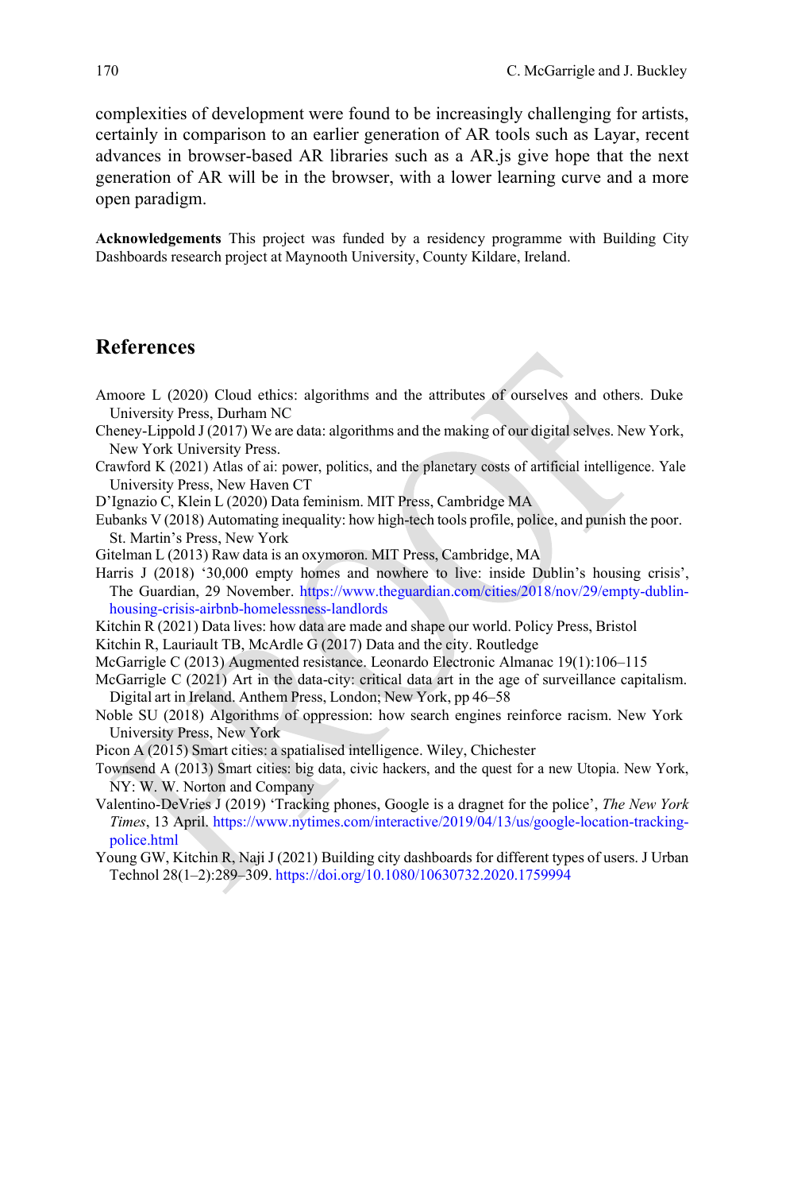complexities of development were found to be increasingly challenging for artists, certainly in comparison to an earlier generation of AR tools such as Layar, recent advances in browser-based AR libraries such as a AR.js give hope that the next generation of AR will be in the browser, with a lower learning curve and a more open paradigm.

**Acknowledgements** This project was funded by a residency programme with Building City Dashboards research project at Maynooth University, County Kildare, Ireland.

## References

Amoore L (2020) Cloud ethics: algorithms and the attributes of ourselves and others. Duke University Press, Durham NC

Cheney-Lippold J (2017) We are data: algorithms and the making of our digital selves. New York, New York University Press.

Crawford K (2021) Atlas of ai: power, politics, and the planetary costs of artificial intelligence. Yale University Press, New Haven CT

D'Ignazio C, Klein L (2020) Data feminism. MIT Press, Cambridge MA

Eubanks V (2018) Automating inequality: how high-tech tools profile, police, and punish the poor. St. Martin's Press, New York

Gitelman L (2013) Raw data is an oxymoron. MIT Press, Cambridge, MA

Harris J (2018) '30,000 empty homes and nowhere to live: inside Dublin's housing crisis', The Guardian, 29 November. https://www.theguardian.com/cities/2018/nov/29/empty-dublin-housing-crisis-airbnb-homelessness-landlords

Kitchin R (2021) Data lives: how data are made and shape our world. Policy Press, Bristol

Kitchin R, Lauriault TB, McArdle G (2017) Data and the city. Routledge

McGarrigle C (2013) Augmented resistance. Leonardo Electronic Almanac 19(1):106–115

McGarrigle C (2021) Art in the data-city: critical data art in the age of surveillance capitalism. Digital art in Ireland. Anthem Press, London; New York, pp 46–58

Noble SU (2018) Algorithms of oppression: how search engines reinforce racism. New York University Press, New York

Picon A (2015) Smart cities: a spatialised intelligence. Wiley, Chichester

Townsend A (2013) Smart cities: big data, civic hackers, and the quest for a new Utopia. New York, NY: W. W. Norton and Company

Valentino-DeVries J (2019) 'Tracking phones, Google is a dragnet for the police', *The New York Times*, 13 April. https://www.nytimes.com/interactive/2019/04/13/us/google-location-tracking-police.html

Young GW, Kitchin R, Naji J (2021) Building city dashboards for different types of users. J Urban Technol 28(1–2):289–309. https://doi.org/10.1080/10630732.2020.1759994